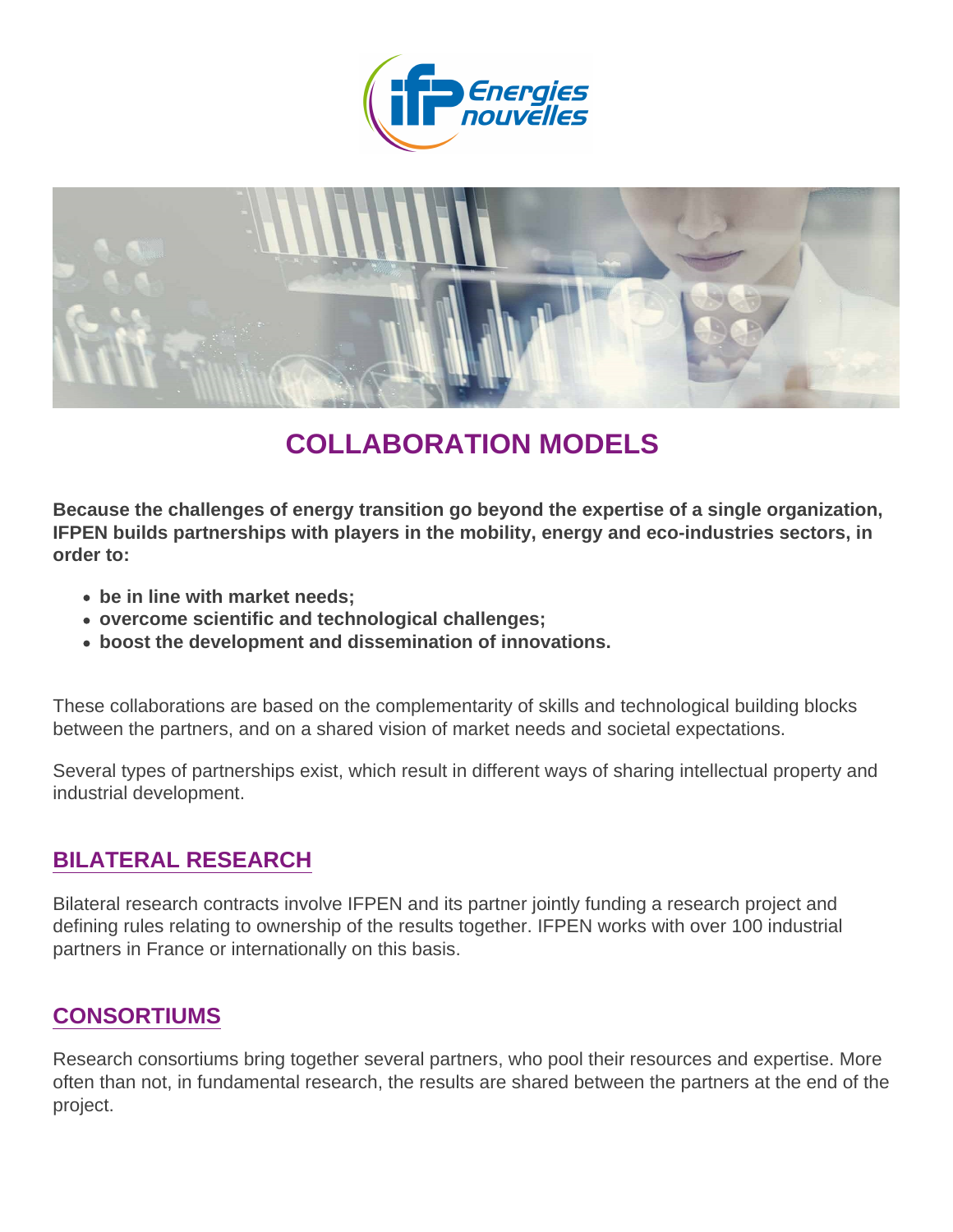# COLLABORATION MODELS

**Because the challenges of energy transition go beyond the expertise of a single organization, IFPEN builds partnerships with players in the mobility, energy and eco-industries sectors, in order to:**

- **be in line with market needs;**
- **overcome scientific and technological challenges;**
- **boost the development and dissemination of innovations.**

These collaborations are based on the complementarity of skills and technological building blocks between the partners, and on a shared vision of market needs and societal expectations.

Several types of partnerships exist, which result in different ways of sharing intellectual property and industrial development.

## BILATERAL RESEARCH

Bilateral research contracts involve IFPEN and its partner jointly funding a research project and defining rules relating to ownership of the results together. IFPEN works with over 100 industrial partners in France or internationally on this basis.

## CONSORTIUMS

Research consortiums bring together several partners, who pool their resources and expertise. More often than not, in fundamental research, the results are shared between the partners at the end of the project.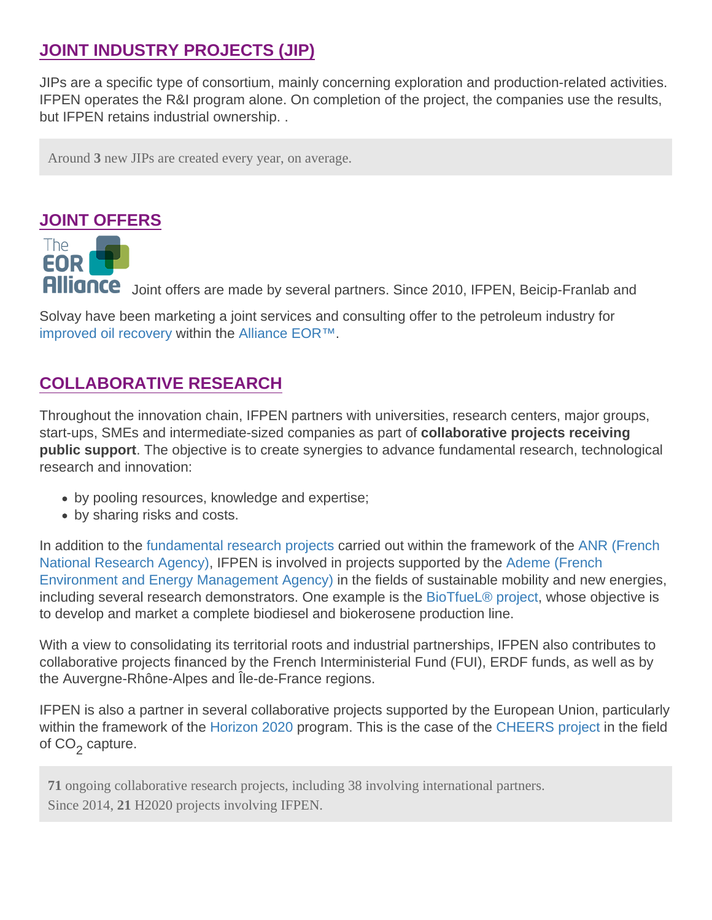## JOINT INDUSTRY PROJECTS (JIP)

JIPs are a specific type of consortium, mainly concerning exploration and production-related activities. IFPEN operates the R&I program alone. On completion of the project, the companies use the results, but IFPEN retains industrial ownership. .

> Around **3** new JIPs are created every year, on average.

## JOINT OFFERS

Joint offers are made by several partners. Since 2010, IFPEN, Beicip-Franlab and Solvay have been marketing a joint services and consulting offer to the petroleum industry for improved oil recovery within the Alliance EOR™.

## COLLABORATIVE RESEARCH

Throughout the innovation chain, IFPEN partners with universities, research centers, major groups, start-ups, SMEs and intermediate-sized companies as part of **collaborative projects receiving public support**. The objective is to create synergies to advance fundamental research, technological research and innovation:

- by pooling resources, knowledge and expertise;
- by sharing risks and costs.

In addition to the fundamental research projects carried out within the framework of the ANR (French National Research Agency), IFPEN is involved in projects supported by the Ademe (French Environment and Energy Management Agency) in the fields of sustainable mobility and new energies, including several research demonstrators. One example is the BioTfueL® project, whose objective is to develop and market a complete biodiesel and biokerosene production line.

With a view to consolidating its territorial roots and industrial partnerships, IFPEN also contributes to collaborative projects financed by the French Interministerial Fund (FUI), ERDF funds, as well as by the Auvergne-Rhône-Alpes and Île-de-France regions.

IFPEN is also a partner in several collaborative projects supported by the European Union, particularly within the framework of the Horizon 2020 program. This is the case of the CHEERS project in the field of $CO_2$ capture.

> **71** ongoing collaborative research projects, including 38 involving international partners.
> Since 2014, **21** H2020 projects involving IFPEN.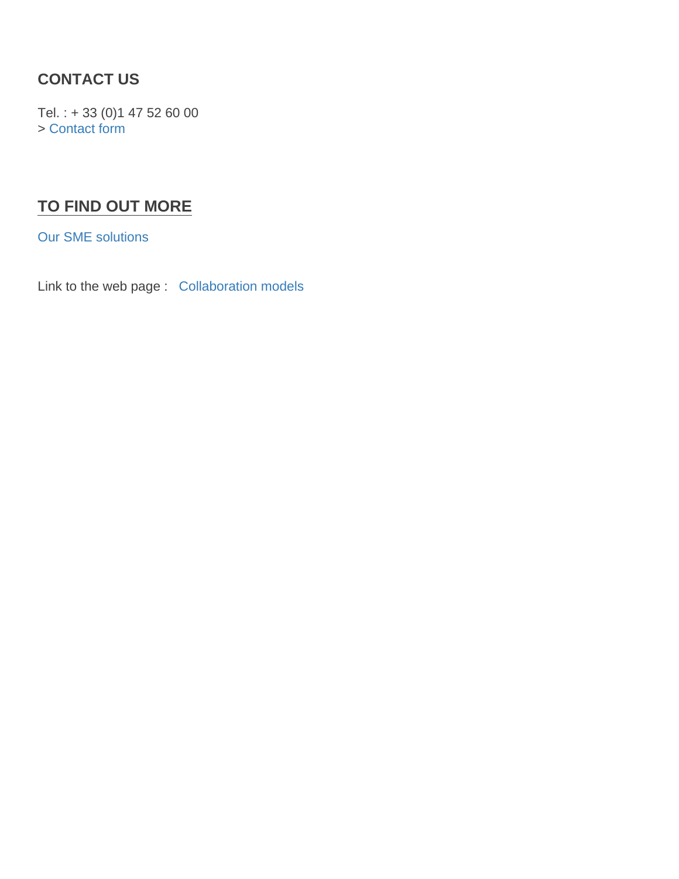## CONTACT US

Tel. : + 33 (0)1 47 52 60 00
> Contact form

## TO FIND OUT MORE

Our SME solutions

Link to the web page : Collaboration models